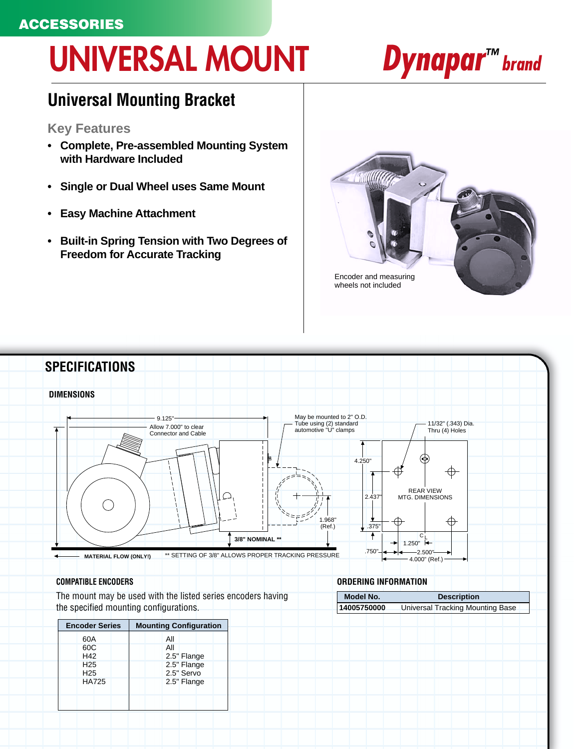ACCESSORIES

# UNIVERSAL MOUNT

Dynapar™ brand

## Universal Mounting Bracket

### Key Features

- **Complete, Pre-assembled Mounting System with Hardware Included**
- **Single or Dual Wheel uses Same Mount**
- **Easy Machine Attachment**
- **Built-in Spring Tension with Two Degrees of Freedom for Accurate Tracking**

Encoder and measuring wheels not included

## SPECIFICATIONS

### DIMENSIONS

9.125"

Allow 7.000" to clear Connector and Cable

May be mounted to 2" O.D. Tube using (2) standard automotive "U" clamps

11/32" (.343) Dia. Thru (4) Holes

4.250"

2.437"

.375"

REAR VIEW MTG. DIMENSIONS

1.968" (Ref.)

3/8" NOMINAL **

MATERIAL FLOW (ONLY!)

** SETTING OF 3/8" ALLOWS PROPER TRACKING PRESSURE

.750"

1.250"

2.500"

4.000" (Ref.)

### COMPATIBLE ENCODERS

The mount may be used with the listed series encoders having the specified mounting configurations.

| Encoder Series | Mounting Configuration |
|---|---|
| 60A | All |
| 60C | All |
| H42 | 2.5" Flange |
| H25 | 2.5" Flange |
| H25 | 2.5" Servo |
| HA725 | 2.5" Flange |

### ORDERING INFORMATION

| Model No. | Description |
|---|---|
| **14005750000** | Universal Tracking Mounting Base |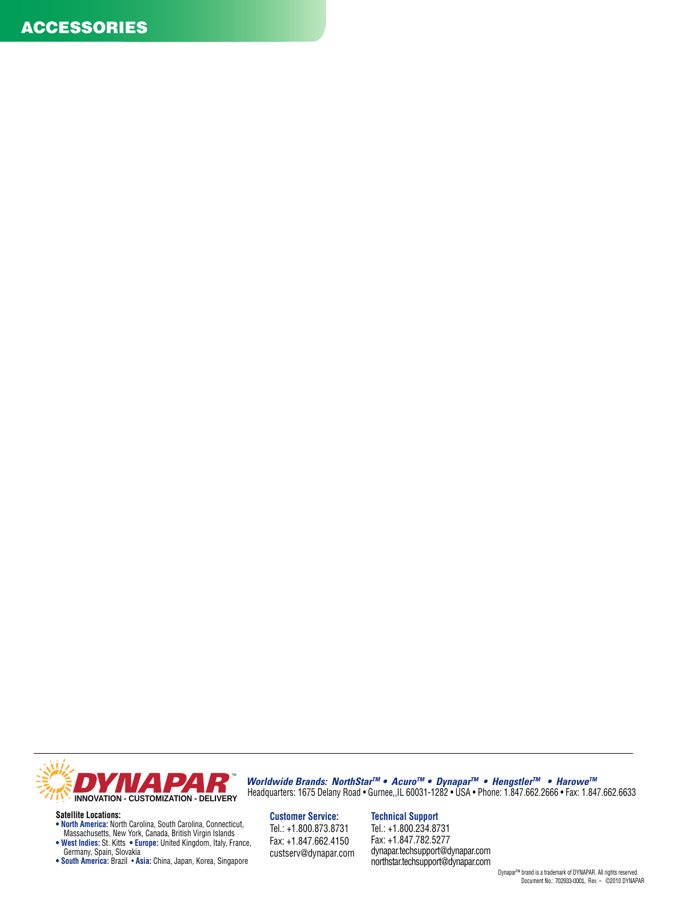# ACCESSORIES

DYNAPAR™ INNOVATION - CUSTOMIZATION - DELIVERY

***Worldwide Brands: NorthStar™ • Acuro™ • Dynapar™ • Hengstler™ • Harowe™***
Headquarters: 1675 Delany Road • Gurnee,,IL 60031-1282 • USA • Phone: 1.847.662.2666 • Fax: 1.847.662.6633

**Satellite Locations:**
- **North America:** North Carolina, South Carolina, Connecticut, Massachusetts, New York, Canada, British Virgin Islands
- **West Indies:** St. Kitts • **Europe:** United Kingdom, Italy, France, Germany, Spain, Slovakia
- **South America:** Brazil • **Asia:** China, Japan, Korea, Singapore

**Customer Service:**
Tel.: +1.800.873.8731
Fax: +1.847.662.4150
custserv@dynapar.com

**Technical Support**
Tel.: +1.800.234.8731
Fax: +1.847.782.5277
dynapar.techsupport@dynapar.com
northstar.techsupport@dynapar.com

Dynapar™ brand is a trademark of DYNAPAR. All rights reserved.
Document No.: 702933-0001, Rev. – ©2010 DYNAPAR